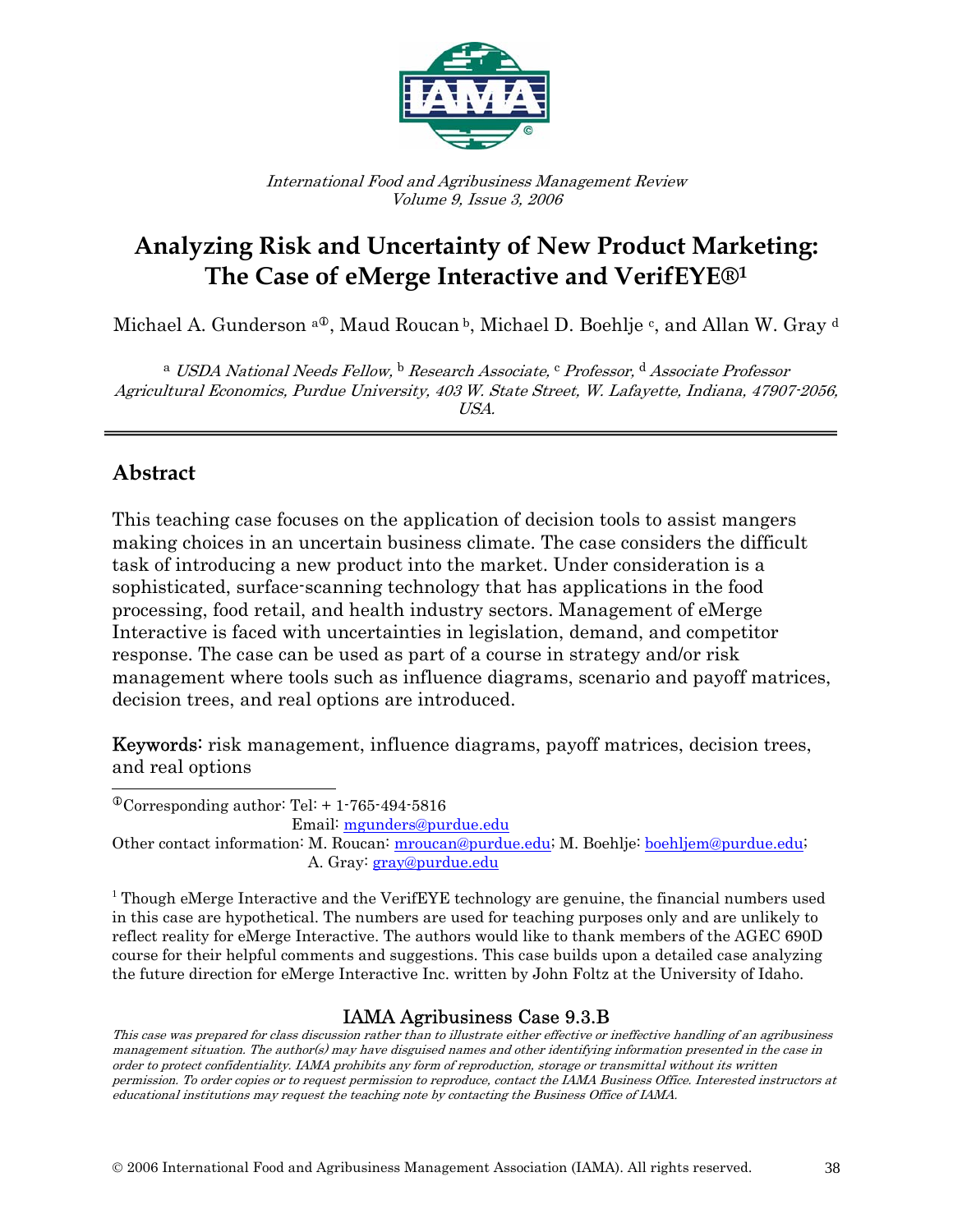*International Food and Agribusiness Management Review*
*Volume 9, Issue 3, 2006*

# Analyzing Risk and Uncertainty of New Product Marketing: The Case of eMerge Interactive and VerifEYE®[1]

Michael A. Gunderson [a①], Maud Roucan [b], Michael D. Boehlje [c], and Allan W. Gray [d]

[a] *USDA National Needs Fellow,* [b] *Research Associate,* [c] *Professor,* [d] *Associate Professor*
*Agricultural Economics, Purdue University, 403 W. State Street, W. Lafayette, Indiana, 47907-2056, USA.*

---

## Abstract

This teaching case focuses on the application of decision tools to assist mangers making choices in an uncertain business climate. The case considers the difficult task of introducing a new product into the market. Under consideration is a sophisticated, surface-scanning technology that has applications in the food processing, food retail, and health industry sectors. Management of eMerge Interactive is faced with uncertainties in legislation, demand, and competitor response. The case can be used as part of a course in strategy and/or risk management where tools such as influence diagrams, scenario and payoff matrices, decision trees, and real options are introduced.

**Keywords**: risk management, influence diagrams, payoff matrices, decision trees, and real options

①Corresponding author: Tel: + 1-765-494-5816
Email: mgunders@purdue.edu
Other contact information: M. Roucan: mroucan@purdue.edu; M. Boehlje: boehljem@purdue.edu; A. Gray: gray@purdue.edu

[1] Though eMerge Interactive and the VerifEYE technology are genuine, the financial numbers used in this case are hypothetical. The numbers are used for teaching purposes only and are unlikely to reflect reality for eMerge Interactive. The authors would like to thank members of the AGEC 690D course for their helpful comments and suggestions. This case builds upon a detailed case analyzing the future direction for eMerge Interactive Inc. written by John Foltz at the University of Idaho.

### IAMA Agribusiness Case 9.3.B

*This case was prepared for class discussion rather than to illustrate either effective or ineffective handling of an agribusiness management situation. The author(s) may have disguised names and other identifying information presented in the case in order to protect confidentiality. IAMA prohibits any form of reproduction, storage or transmittal without its written permission. To order copies or to request permission to reproduce, contact the IAMA Business Office. Interested instructors at educational institutions may request the teaching note by contacting the Business Office of IAMA.*

© 2006 International Food and Agribusiness Management Association (IAMA). All rights reserved.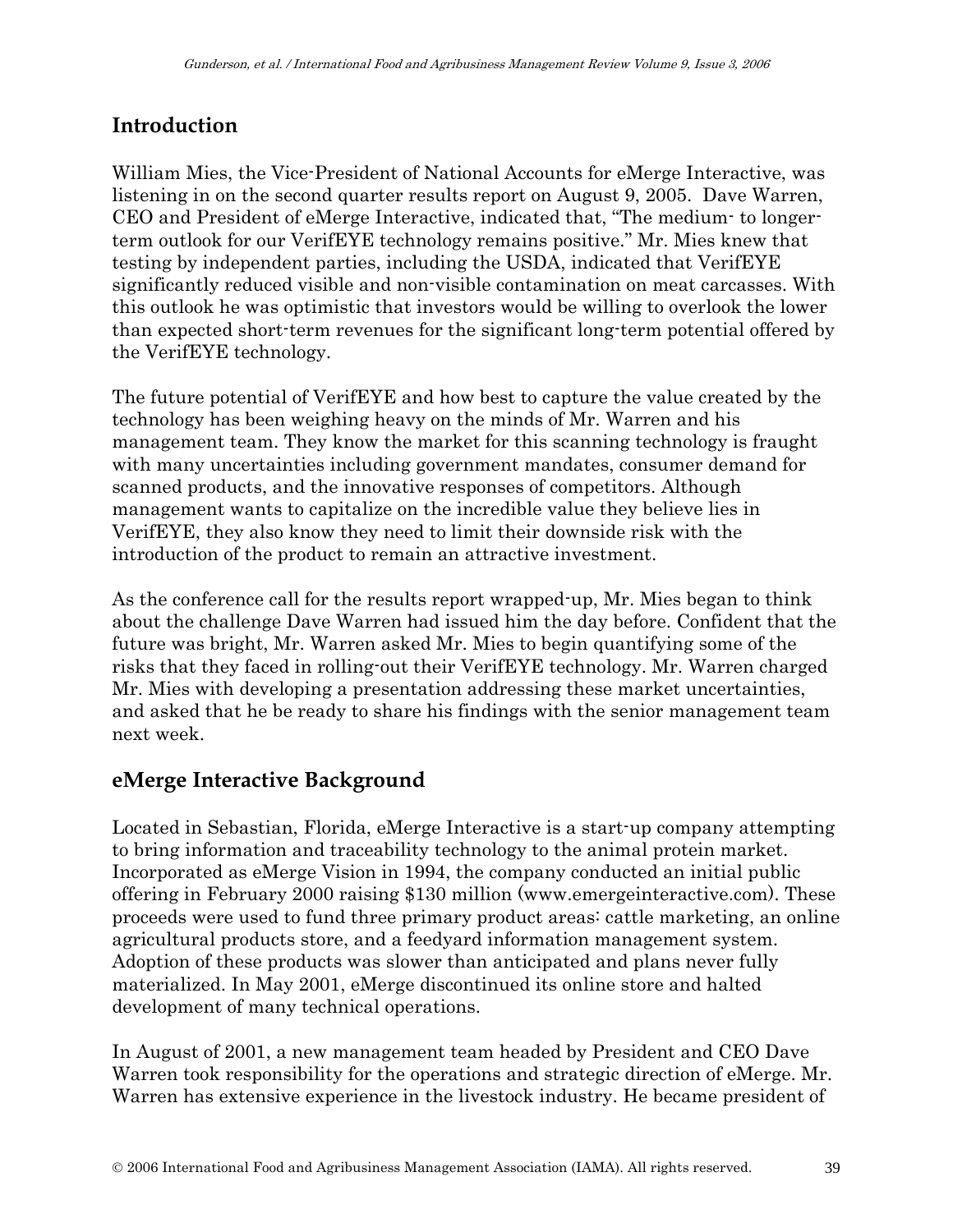## Introduction

William Mies, the Vice-President of National Accounts for eMerge Interactive, was listening in on the second quarter results report on August 9, 2005. Dave Warren, CEO and President of eMerge Interactive, indicated that, "The medium- to longer-term outlook for our VerifEYE technology remains positive." Mr. Mies knew that testing by independent parties, including the USDA, indicated that VerifEYE significantly reduced visible and non-visible contamination on meat carcasses. With this outlook he was optimistic that investors would be willing to overlook the lower than expected short-term revenues for the significant long-term potential offered by the VerifEYE technology.

The future potential of VerifEYE and how best to capture the value created by the technology has been weighing heavy on the minds of Mr. Warren and his management team. They know the market for this scanning technology is fraught with many uncertainties including government mandates, consumer demand for scanned products, and the innovative responses of competitors. Although management wants to capitalize on the incredible value they believe lies in VerifEYE, they also know they need to limit their downside risk with the introduction of the product to remain an attractive investment.

As the conference call for the results report wrapped-up, Mr. Mies began to think about the challenge Dave Warren had issued him the day before. Confident that the future was bright, Mr. Warren asked Mr. Mies to begin quantifying some of the risks that they faced in rolling-out their VerifEYE technology. Mr. Warren charged Mr. Mies with developing a presentation addressing these market uncertainties, and asked that he be ready to share his findings with the senior management team next week.

## eMerge Interactive Background

Located in Sebastian, Florida, eMerge Interactive is a start-up company attempting to bring information and traceability technology to the animal protein market. Incorporated as eMerge Vision in 1994, the company conducted an initial public offering in February 2000 raising $130 million (www.emergeinteractive.com). These proceeds were used to fund three primary product areas: cattle marketing, an online agricultural products store, and a feedyard information management system. Adoption of these products was slower than anticipated and plans never fully materialized. In May 2001, eMerge discontinued its online store and halted development of many technical operations.

In August of 2001, a new management team headed by President and CEO Dave Warren took responsibility for the operations and strategic direction of eMerge. Mr. Warren has extensive experience in the livestock industry. He became president of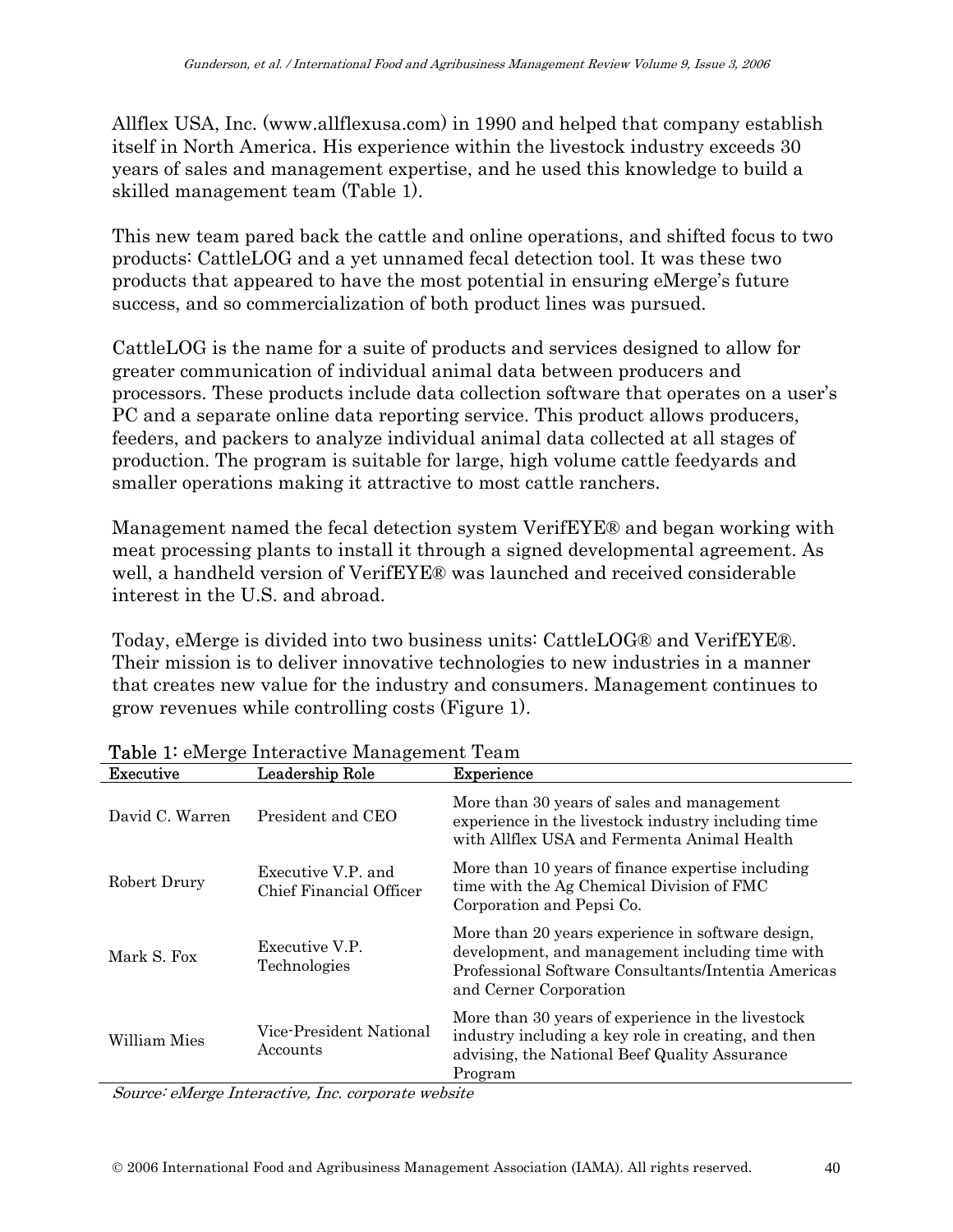Allflex USA, Inc. (www.allflexusa.com) in 1990 and helped that company establish itself in North America. His experience within the livestock industry exceeds 30 years of sales and management expertise, and he used this knowledge to build a skilled management team (Table 1).

This new team pared back the cattle and online operations, and shifted focus to two products: CattleLOG and a yet unnamed fecal detection tool. It was these two products that appeared to have the most potential in ensuring eMerge's future success, and so commercialization of both product lines was pursued.

CattleLOG is the name for a suite of products and services designed to allow for greater communication of individual animal data between producers and processors. These products include data collection software that operates on a user's PC and a separate online data reporting service. This product allows producers, feeders, and packers to analyze individual animal data collected at all stages of production. The program is suitable for large, high volume cattle feedyards and smaller operations making it attractive to most cattle ranchers.

Management named the fecal detection system VerifEYE® and began working with meat processing plants to install it through a signed developmental agreement. As well, a handheld version of VerifEYE® was launched and received considerable interest in the U.S. and abroad.

Today, eMerge is divided into two business units: CattleLOG® and VerifEYE®. Their mission is to deliver innovative technologies to new industries in a manner that creates new value for the industry and consumers. Management continues to grow revenues while controlling costs (Figure 1).

**Table 1**: eMerge Interactive Management Team

| Executive | Leadership Role | Experience |
|---|---|---|
| David C. Warren | President and CEO | More than 30 years of sales and management experience in the livestock industry including time with Allflex USA and Fermenta Animal Health |
| Robert Drury | Executive V.P. and Chief Financial Officer | More than 10 years of finance expertise including time with the Ag Chemical Division of FMC Corporation and Pepsi Co. |
| Mark S. Fox | Executive V.P. Technologies | More than 20 years experience in software design, development, and management including time with Professional Software Consultants/Intentia Americas and Cerner Corporation |
| William Mies | Vice-President National Accounts | More than 30 years of experience in the livestock industry including a key role in creating, and then advising, the National Beef Quality Assurance Program |

*Source: eMerge Interactive, Inc. corporate website*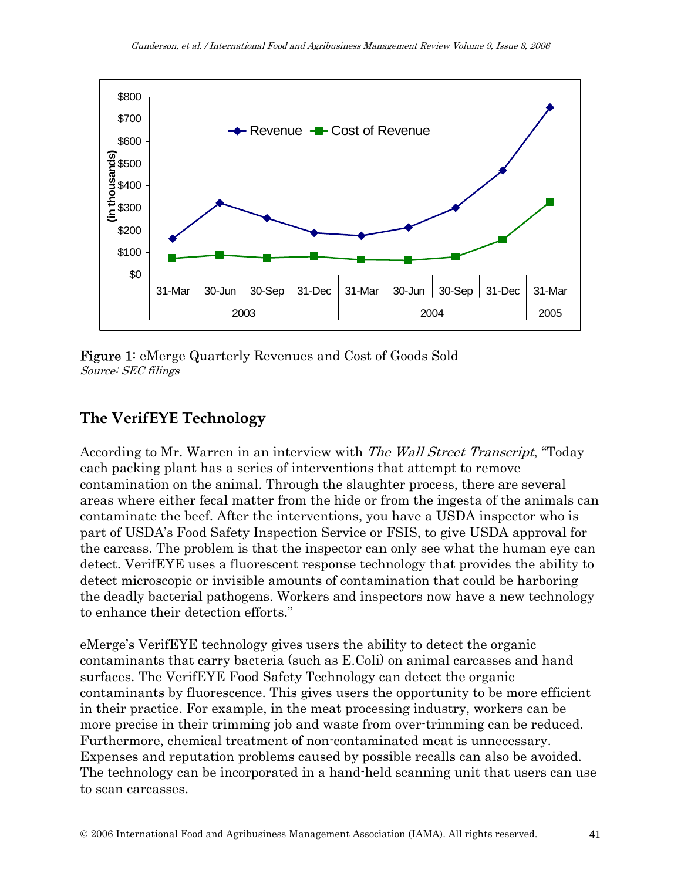$800
$700
$600
$500
$400
$300
$200
$100
$0

(in thousands)

Revenue
Cost of Revenue

31-Mar 30-Jun 30-Sep 31-Dec 31-Mar 30-Jun 30-Sep 31-Dec 31-Mar

2003 2004 2005

**Figure 1:** eMerge Quarterly Revenues and Cost of Goods Sold
*Source: SEC filings*

## The VerifEYE Technology

According to Mr. Warren in an interview with *The Wall Street Transcript*, "Today each packing plant has a series of interventions that attempt to remove contamination on the animal. Through the slaughter process, there are several areas where either fecal matter from the hide or from the ingesta of the animals can contaminate the beef. After the interventions, you have a USDA inspector who is part of USDA's Food Safety Inspection Service or FSIS, to give USDA approval for the carcass. The problem is that the inspector can only see what the human eye can detect. VerifEYE uses a fluorescent response technology that provides the ability to detect microscopic or invisible amounts of contamination that could be harboring the deadly bacterial pathogens. Workers and inspectors now have a new technology to enhance their detection efforts."

eMerge's VerifEYE technology gives users the ability to detect the organic contaminants that carry bacteria (such as E.Coli) on animal carcasses and hand surfaces. The VerifEYE Food Safety Technology can detect the organic contaminants by fluorescence. This gives users the opportunity to be more efficient in their practice. For example, in the meat processing industry, workers can be more precise in their trimming job and waste from over-trimming can be reduced. Furthermore, chemical treatment of non-contaminated meat is unnecessary. Expenses and reputation problems caused by possible recalls can also be avoided. The technology can be incorporated in a hand-held scanning unit that users can use to scan carcasses.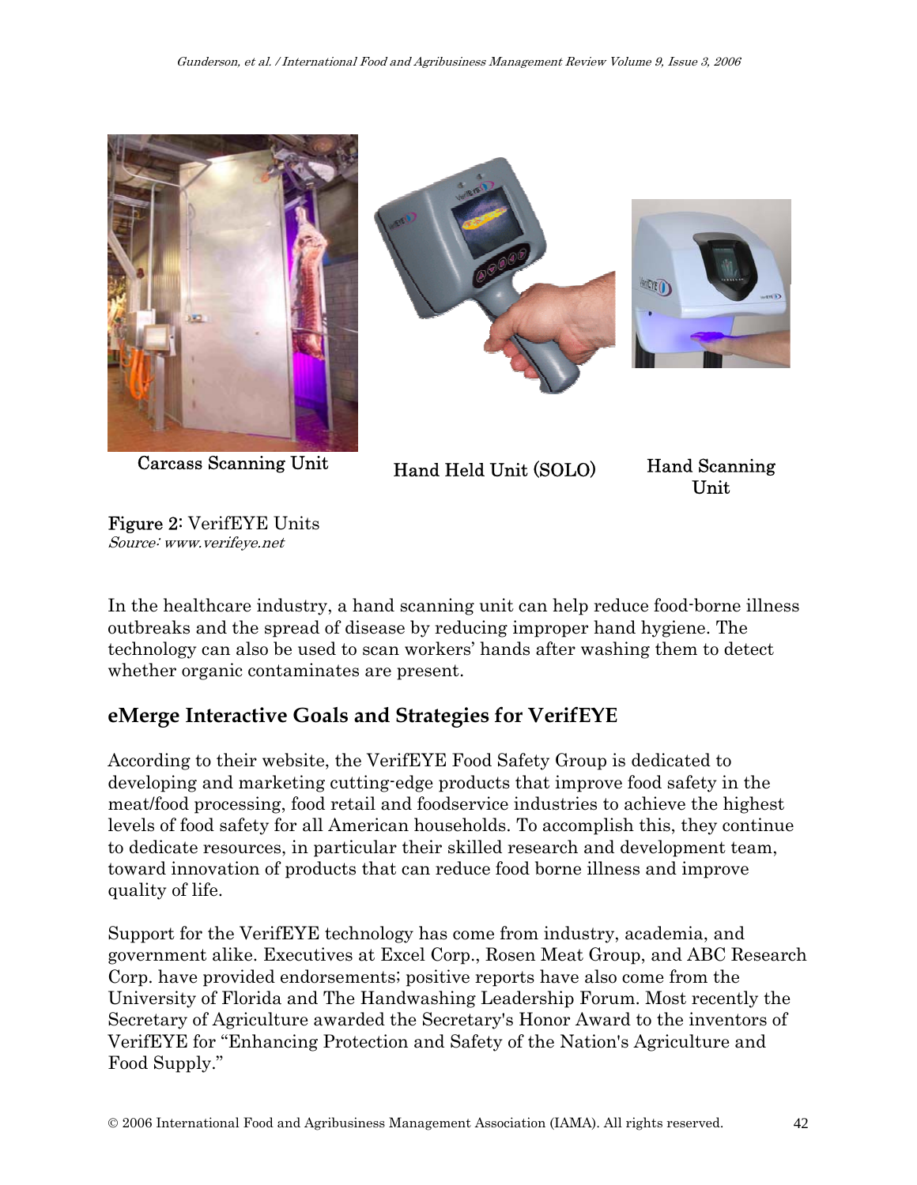Carcass Scanning Unit

Hand Held Unit (SOLO)

Hand Scanning Unit

Figure 2: VerifEYE Units
*Source: www.verifeye.net*

In the healthcare industry, a hand scanning unit can help reduce food-borne illness outbreaks and the spread of disease by reducing improper hand hygiene. The technology can also be used to scan workers' hands after washing them to detect whether organic contaminates are present.

## eMerge Interactive Goals and Strategies for VerifEYE

According to their website, the VerifEYE Food Safety Group is dedicated to developing and marketing cutting-edge products that improve food safety in the meat/food processing, food retail and foodservice industries to achieve the highest levels of food safety for all American households. To accomplish this, they continue to dedicate resources, in particular their skilled research and development team, toward innovation of products that can reduce food borne illness and improve quality of life.

Support for the VerifEYE technology has come from industry, academia, and government alike. Executives at Excel Corp., Rosen Meat Group, and ABC Research Corp. have provided endorsements; positive reports have also come from the University of Florida and The Handwashing Leadership Forum. Most recently the Secretary of Agriculture awarded the Secretary's Honor Award to the inventors of VerifEYE for "Enhancing Protection and Safety of the Nation's Agriculture and Food Supply."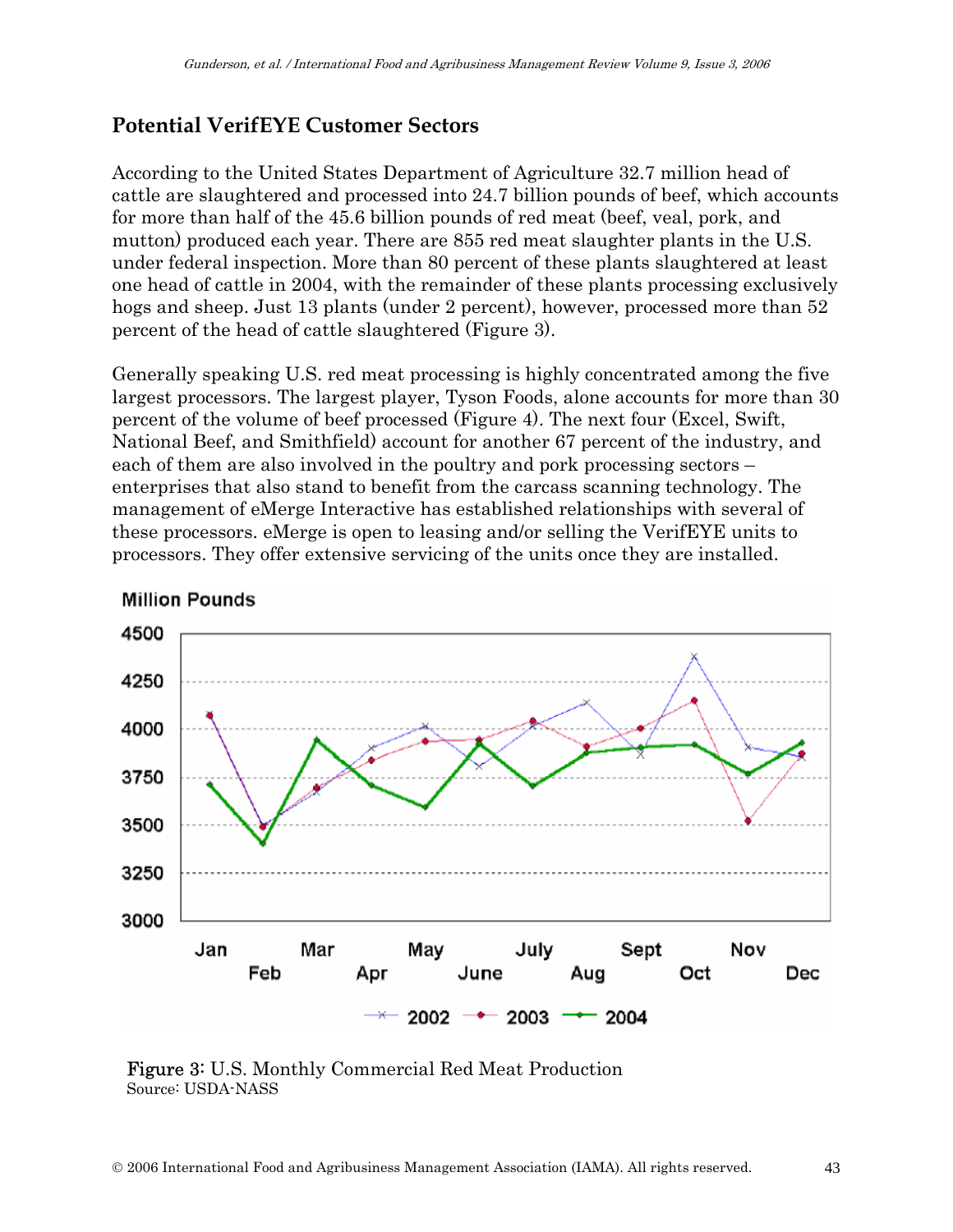## Potential VerifEYE Customer Sectors

According to the United States Department of Agriculture 32.7 million head of cattle are slaughtered and processed into 24.7 billion pounds of beef, which accounts for more than half of the 45.6 billion pounds of red meat (beef, veal, pork, and mutton) produced each year. There are 855 red meat slaughter plants in the U.S. under federal inspection. More than 80 percent of these plants slaughtered at least one head of cattle in 2004, with the remainder of these plants processing exclusively hogs and sheep. Just 13 plants (under 2 percent), however, processed more than 52 percent of the head of cattle slaughtered (Figure 3).

Generally speaking U.S. red meat processing is highly concentrated among the five largest processors. The largest player, Tyson Foods, alone accounts for more than 30 percent of the volume of beef processed (Figure 4). The next four (Excel, Swift, National Beef, and Smithfield) account for another 67 percent of the industry, and each of them are also involved in the poultry and pork processing sectors – enterprises that also stand to benefit from the carcass scanning technology. The management of eMerge Interactive has established relationships with several of these processors. eMerge is open to leasing and/or selling the VerifEYE units to processors. They offer extensive servicing of the units once they are installed.

Million Pounds

4500
4250
4000
3750
3500
3250
3000

Jan Feb Mar Apr May June July Aug Sept Oct Nov Dec

2002 2003 2004

Figure 3: U.S. Monthly Commercial Red Meat Production
Source: USDA-NASS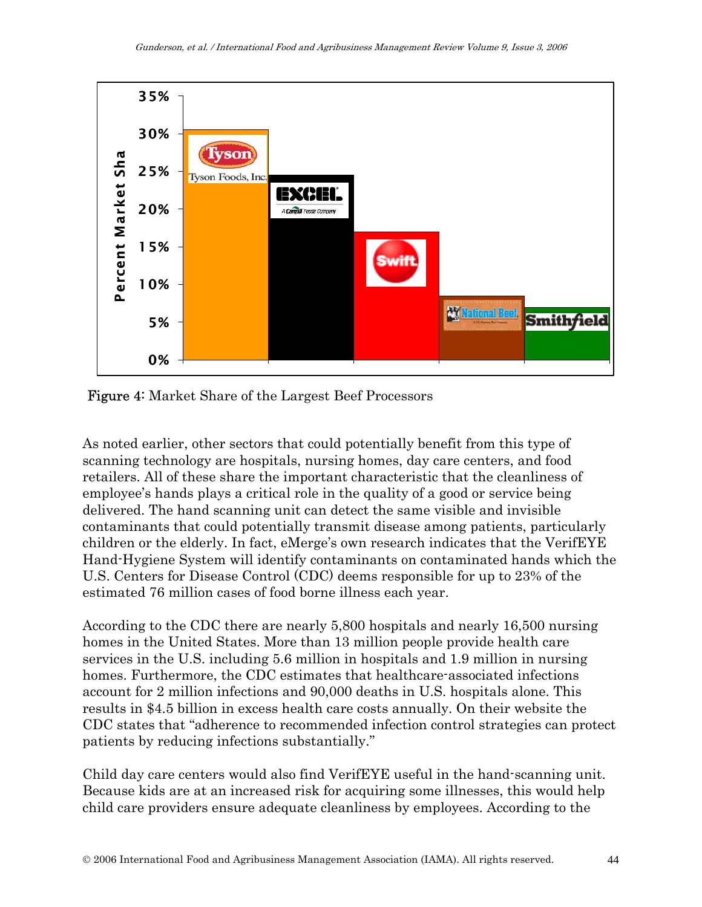35%
30%
25%
20%
15%
10%
5%
0%

Percent Market Sha

Tyson
Tyson Foods, Inc.

EXCEL
A Cargill Foods Company

Swift

National Beef

Smithfield

Figure 4: Market Share of the Largest Beef Processors

As noted earlier, other sectors that could potentially benefit from this type of scanning technology are hospitals, nursing homes, day care centers, and food retailers. All of these share the important characteristic that the cleanliness of employee's hands plays a critical role in the quality of a good or service being delivered. The hand scanning unit can detect the same visible and invisible contaminants that could potentially transmit disease among patients, particularly children or the elderly. In fact, eMerge's own research indicates that the VerifEYE Hand-Hygiene System will identify contaminants on contaminated hands which the U.S. Centers for Disease Control (CDC) deems responsible for up to 23% of the estimated 76 million cases of food borne illness each year.

According to the CDC there are nearly 5,800 hospitals and nearly 16,500 nursing homes in the United States. More than 13 million people provide health care services in the U.S. including 5.6 million in hospitals and 1.9 million in nursing homes. Furthermore, the CDC estimates that healthcare-associated infections account for 2 million infections and 90,000 deaths in U.S. hospitals alone. This results in $4.5 billion in excess health care costs annually. On their website the CDC states that "adherence to recommended infection control strategies can protect patients by reducing infections substantially."

Child day care centers would also find VerifEYE useful in the hand-scanning unit. Because kids are at an increased risk for acquiring some illnesses, this would help child care providers ensure adequate cleanliness by employees. According to the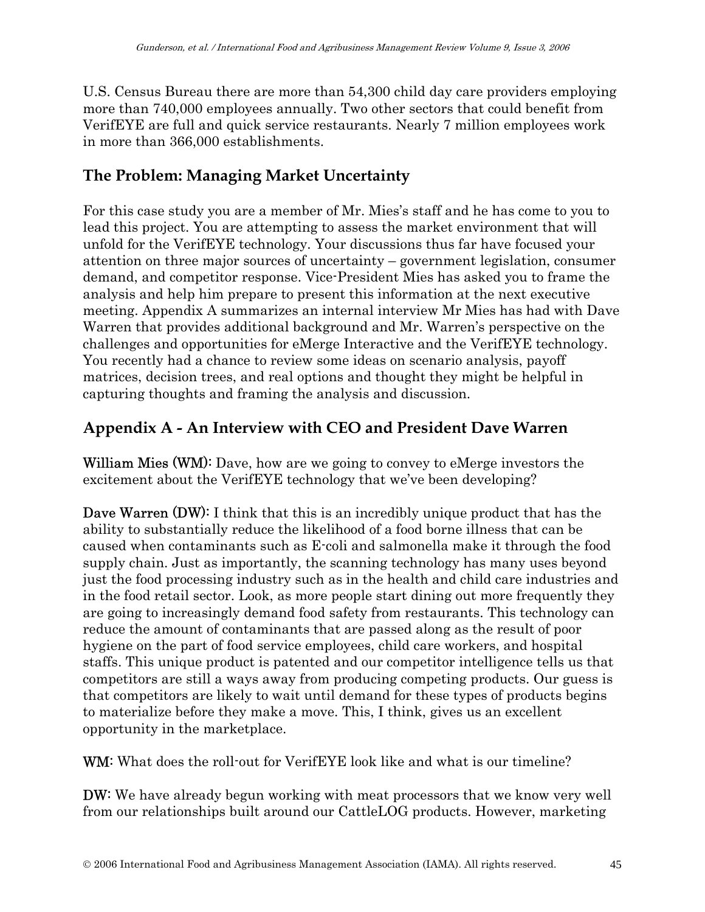U.S. Census Bureau there are more than 54,300 child day care providers employing more than 740,000 employees annually. Two other sectors that could benefit from VerifEYE are full and quick service restaurants. Nearly 7 million employees work in more than 366,000 establishments.

## The Problem: Managing Market Uncertainty

For this case study you are a member of Mr. Mies's staff and he has come to you to lead this project. You are attempting to assess the market environment that will unfold for the VerifEYE technology. Your discussions thus far have focused your attention on three major sources of uncertainty – government legislation, consumer demand, and competitor response. Vice-President Mies has asked you to frame the analysis and help him prepare to present this information at the next executive meeting. Appendix A summarizes an internal interview Mr Mies has had with Dave Warren that provides additional background and Mr. Warren's perspective on the challenges and opportunities for eMerge Interactive and the VerifEYE technology. You recently had a chance to review some ideas on scenario analysis, payoff matrices, decision trees, and real options and thought they might be helpful in capturing thoughts and framing the analysis and discussion.

## Appendix A - An Interview with CEO and President Dave Warren

**William Mies (WM):** Dave, how are we going to convey to eMerge investors the excitement about the VerifEYE technology that we've been developing?

**Dave Warren (DW):** I think that this is an incredibly unique product that has the ability to substantially reduce the likelihood of a food borne illness that can be caused when contaminants such as E-coli and salmonella make it through the food supply chain. Just as importantly, the scanning technology has many uses beyond just the food processing industry such as in the health and child care industries and in the food retail sector. Look, as more people start dining out more frequently they are going to increasingly demand food safety from restaurants. This technology can reduce the amount of contaminants that are passed along as the result of poor hygiene on the part of food service employees, child care workers, and hospital staffs. This unique product is patented and our competitor intelligence tells us that competitors are still a ways away from producing competing products. Our guess is that competitors are likely to wait until demand for these types of products begins to materialize before they make a move. This, I think, gives us an excellent opportunity in the marketplace.

**WM:** What does the roll-out for VerifEYE look like and what is our timeline?

**DW:** We have already begun working with meat processors that we know very well from our relationships built around our CattleLOG products. However, marketing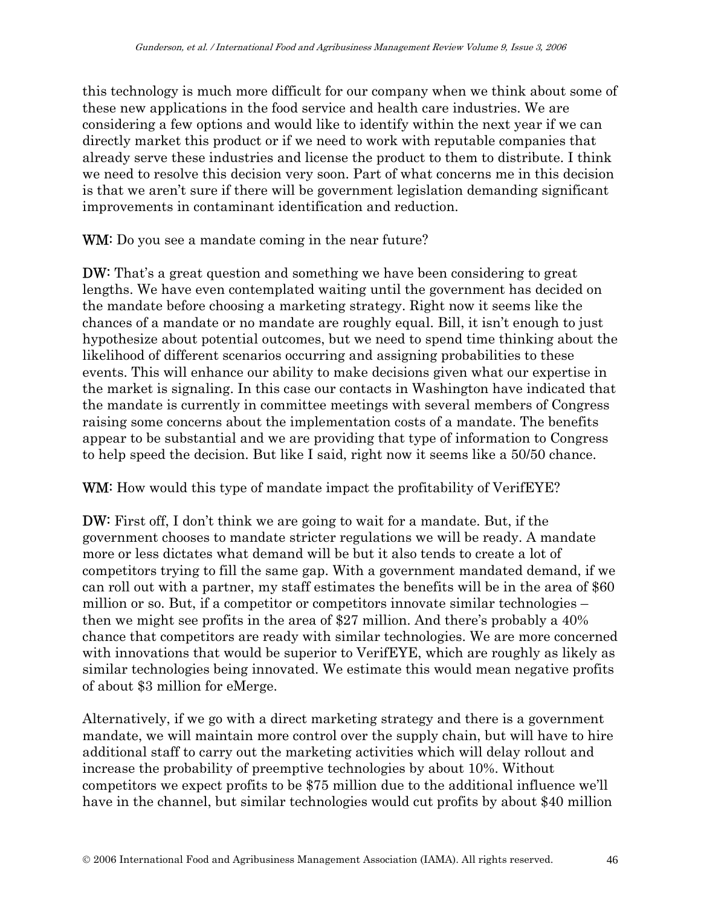this technology is much more difficult for our company when we think about some of these new applications in the food service and health care industries. We are considering a few options and would like to identify within the next year if we can directly market this product or if we need to work with reputable companies that already serve these industries and license the product to them to distribute. I think we need to resolve this decision very soon. Part of what concerns me in this decision is that we aren't sure if there will be government legislation demanding significant improvements in contaminant identification and reduction.

**WM:** Do you see a mandate coming in the near future?

**DW:** That's a great question and something we have been considering to great lengths. We have even contemplated waiting until the government has decided on the mandate before choosing a marketing strategy. Right now it seems like the chances of a mandate or no mandate are roughly equal. Bill, it isn't enough to just hypothesize about potential outcomes, but we need to spend time thinking about the likelihood of different scenarios occurring and assigning probabilities to these events. This will enhance our ability to make decisions given what our expertise in the market is signaling. In this case our contacts in Washington have indicated that the mandate is currently in committee meetings with several members of Congress raising some concerns about the implementation costs of a mandate. The benefits appear to be substantial and we are providing that type of information to Congress to help speed the decision. But like I said, right now it seems like a 50/50 chance.

**WM:** How would this type of mandate impact the profitability of VerifEYE?

**DW:** First off, I don't think we are going to wait for a mandate. But, if the government chooses to mandate stricter regulations we will be ready. A mandate more or less dictates what demand will be but it also tends to create a lot of competitors trying to fill the same gap. With a government mandated demand, if we can roll out with a partner, my staff estimates the benefits will be in the area of $60 million or so. But, if a competitor or competitors innovate similar technologies – then we might see profits in the area of $27 million. And there's probably a 40% chance that competitors are ready with similar technologies. We are more concerned with innovations that would be superior to VerifEYE, which are roughly as likely as similar technologies being innovated. We estimate this would mean negative profits of about $3 million for eMerge.

Alternatively, if we go with a direct marketing strategy and there is a government mandate, we will maintain more control over the supply chain, but will have to hire additional staff to carry out the marketing activities which will delay rollout and increase the probability of preemptive technologies by about 10%. Without competitors we expect profits to be $75 million due to the additional influence we'll have in the channel, but similar technologies would cut profits by about $40 million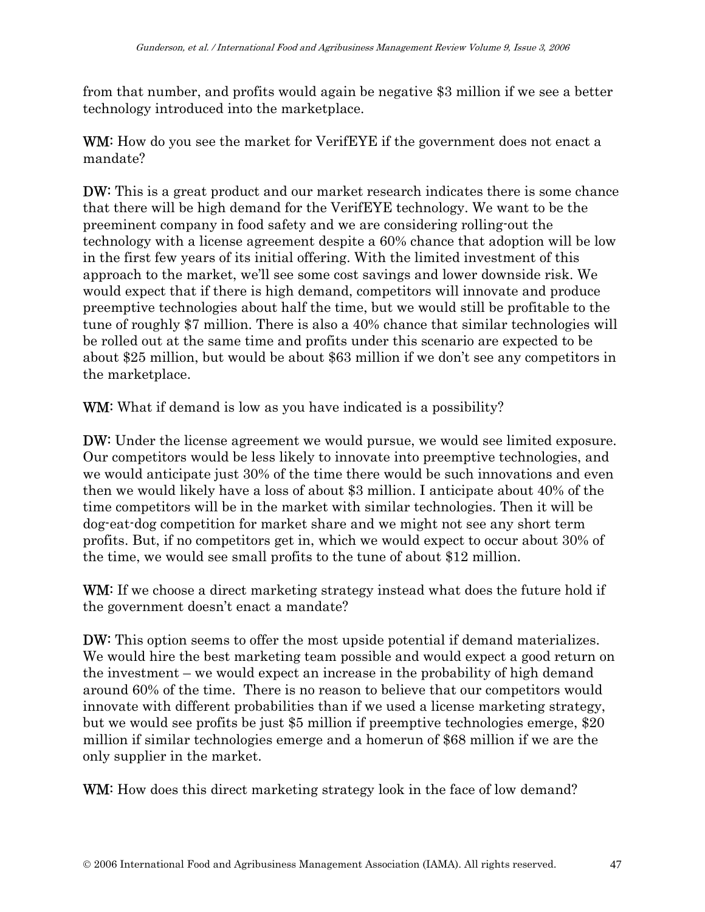from that number, and profits would again be negative $3 million if we see a better technology introduced into the marketplace.

**WM:** How do you see the market for VerifEYE if the government does not enact a mandate?

**DW:** This is a great product and our market research indicates there is some chance that there will be high demand for the VerifEYE technology. We want to be the preeminent company in food safety and we are considering rolling-out the technology with a license agreement despite a 60% chance that adoption will be low in the first few years of its initial offering. With the limited investment of this approach to the market, we'll see some cost savings and lower downside risk. We would expect that if there is high demand, competitors will innovate and produce preemptive technologies about half the time, but we would still be profitable to the tune of roughly $7 million. There is also a 40% chance that similar technologies will be rolled out at the same time and profits under this scenario are expected to be about $25 million, but would be about $63 million if we don't see any competitors in the marketplace.

**WM:** What if demand is low as you have indicated is a possibility?

**DW:** Under the license agreement we would pursue, we would see limited exposure. Our competitors would be less likely to innovate into preemptive technologies, and we would anticipate just 30% of the time there would be such innovations and even then we would likely have a loss of about $3 million. I anticipate about 40% of the time competitors will be in the market with similar technologies. Then it will be dog-eat-dog competition for market share and we might not see any short term profits. But, if no competitors get in, which we would expect to occur about 30% of the time, we would see small profits to the tune of about $12 million.

**WM:** If we choose a direct marketing strategy instead what does the future hold if the government doesn't enact a mandate?

**DW:** This option seems to offer the most upside potential if demand materializes. We would hire the best marketing team possible and would expect a good return on the investment – we would expect an increase in the probability of high demand around 60% of the time. There is no reason to believe that our competitors would innovate with different probabilities than if we used a license marketing strategy, but we would see profits be just $5 million if preemptive technologies emerge, $20 million if similar technologies emerge and a homerun of $68 million if we are the only supplier in the market.

**WM:** How does this direct marketing strategy look in the face of low demand?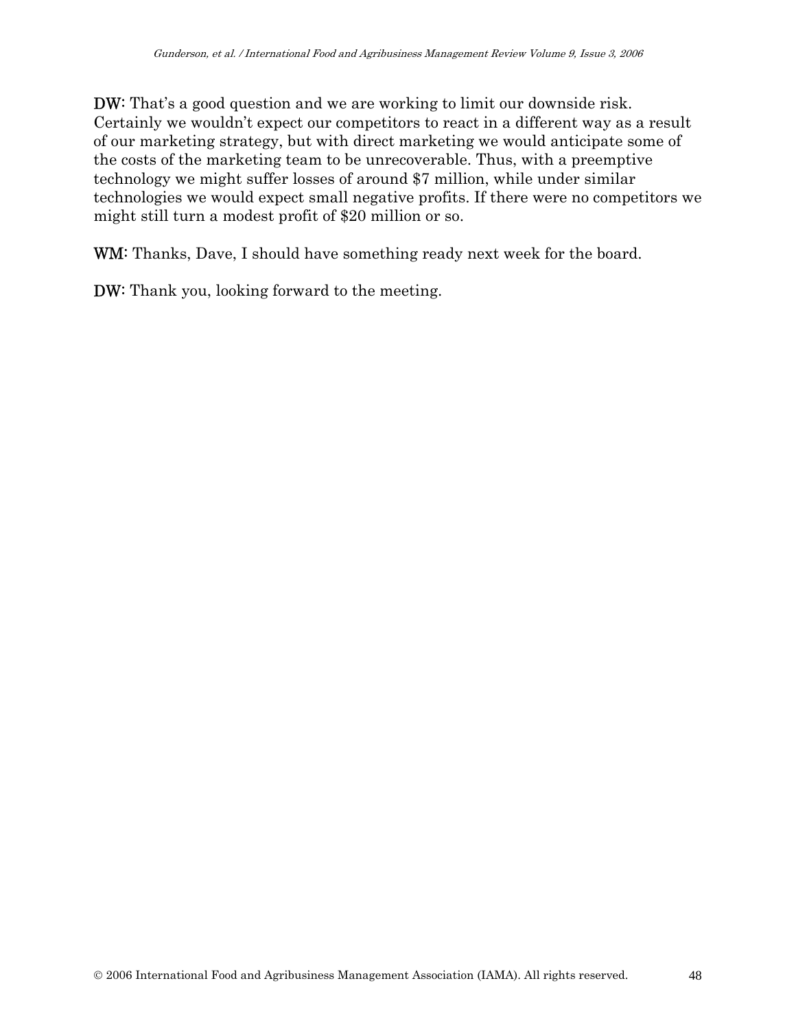**DW:** That's a good question and we are working to limit our downside risk. Certainly we wouldn't expect our competitors to react in a different way as a result of our marketing strategy, but with direct marketing we would anticipate some of the costs of the marketing team to be unrecoverable. Thus, with a preemptive technology we might suffer losses of around $7 million, while under similar technologies we would expect small negative profits. If there were no competitors we might still turn a modest profit of $20 million or so.

**WM:** Thanks, Dave, I should have something ready next week for the board.

**DW:** Thank you, looking forward to the meeting.